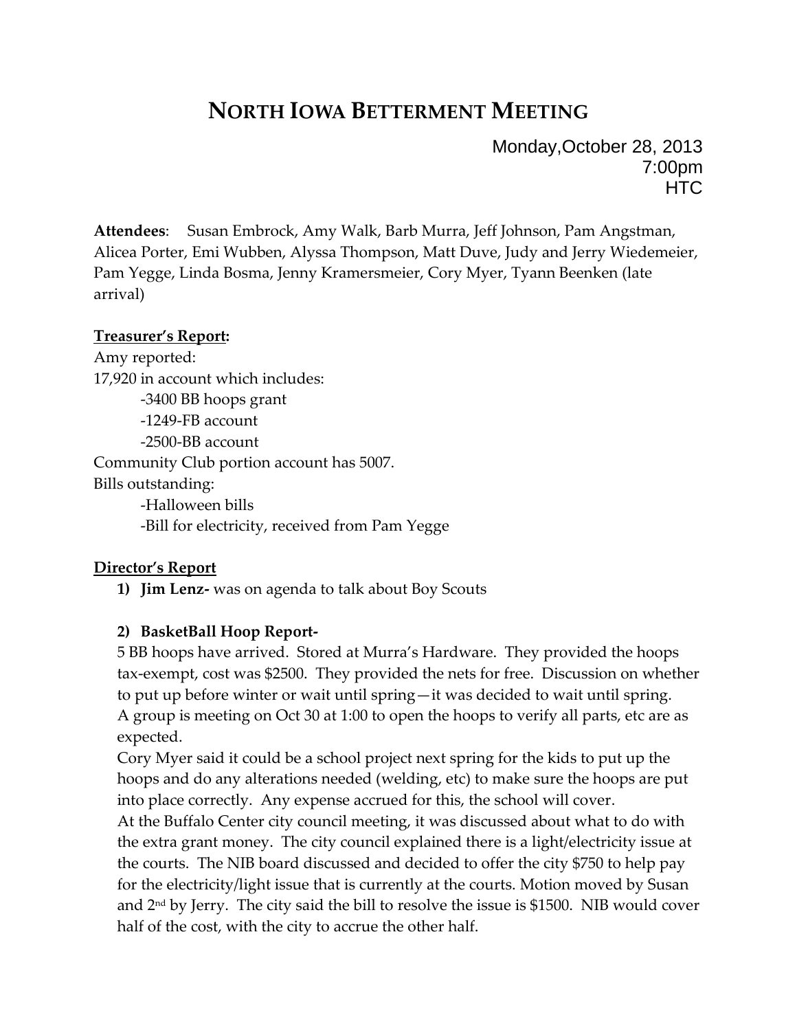# NORTH IOWA BETTERMENT MEETING

Monday,October 28, 2013
7:00pm
HTC

**Attendees**: Susan Embrock, Amy Walk, Barb Murra, Jeff Johnson, Pam Angstman, Alicea Porter, Emi Wubben, Alyssa Thompson, Matt Duve, Judy and Jerry Wiedemeier, Pam Yegge, Linda Bosma, Jenny Kramersmeier, Cory Myer, Tyann Beenken (late arrival)

**Treasurer's Report:**

Amy reported:

17,920 in account which includes:

- -3400 BB hoops grant
- -1249-FB account
- -2500-BB account

Community Club portion account has 5007.

Bills outstanding:

- -Halloween bills
- -Bill for electricity, received from Pam Yegge

**Director's Report**

1) **Jim Lenz-** was on agenda to talk about Boy Scouts

2) **BasketBall Hoop Report-**

5 BB hoops have arrived. Stored at Murra's Hardware. They provided the hoops tax-exempt, cost was $2500. They provided the nets for free. Discussion on whether to put up before winter or wait until spring—it was decided to wait until spring. A group is meeting on Oct 30 at 1:00 to open the hoops to verify all parts, etc are as expected.

Cory Myer said it could be a school project next spring for the kids to put up the hoops and do any alterations needed (welding, etc) to make sure the hoops are put into place correctly. Any expense accrued for this, the school will cover.

At the Buffalo Center city council meeting, it was discussed about what to do with the extra grant money. The city council explained there is a light/electricity issue at the courts. The NIB board discussed and decided to offer the city $750 to help pay for the electricity/light issue that is currently at the courts. Motion moved by Susan and 2nd by Jerry. The city said the bill to resolve the issue is $1500. NIB would cover half of the cost, with the city to accrue the other half.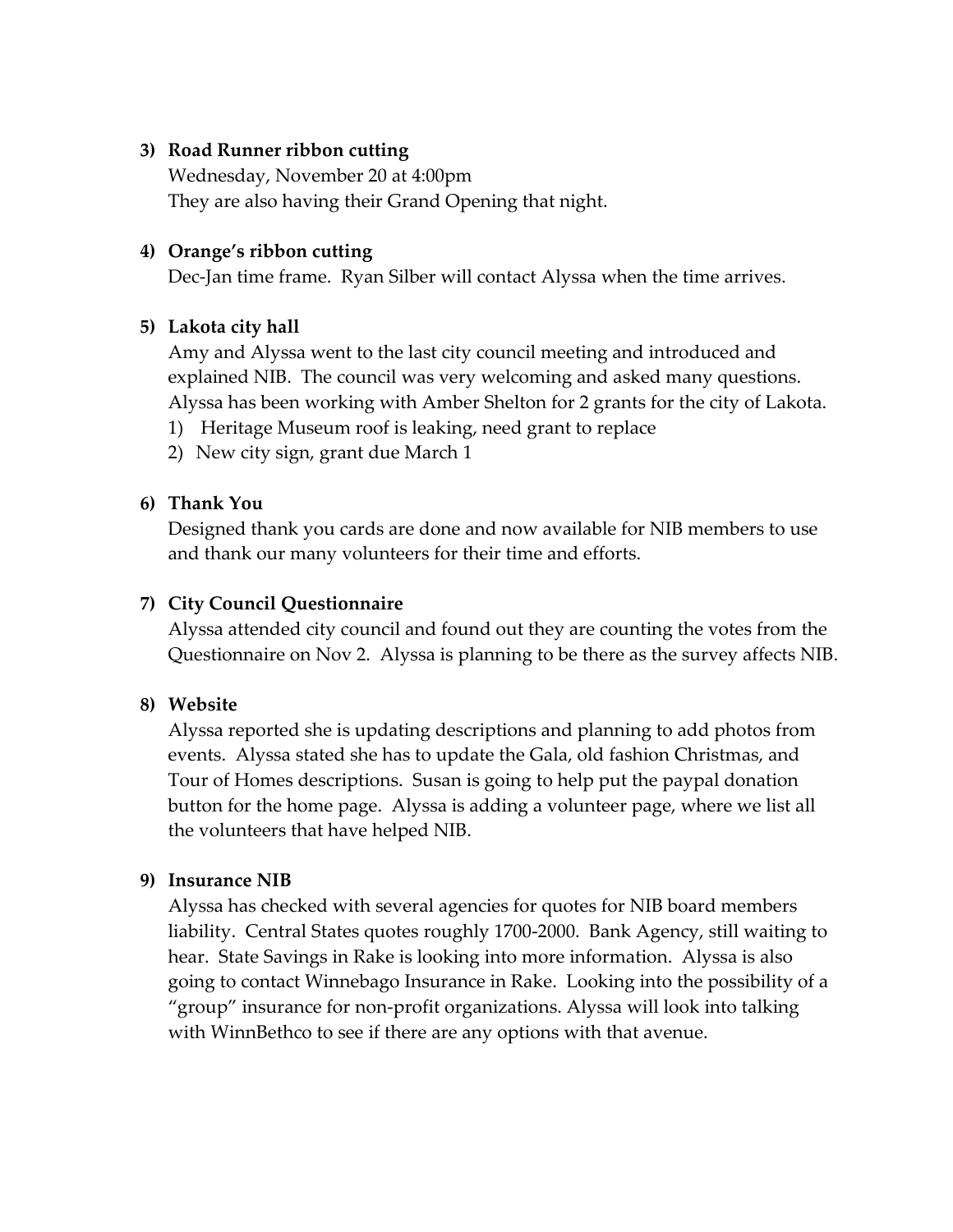3) **Road Runner ribbon cutting**

   Wednesday, November 20 at 4:00pm
   They are also having their Grand Opening that night.

4) **Orange's ribbon cutting**

   Dec-Jan time frame. Ryan Silber will contact Alyssa when the time arrives.

5) **Lakota city hall**

   Amy and Alyssa went to the last city council meeting and introduced and explained NIB. The council was very welcoming and asked many questions. Alyssa has been working with Amber Shelton for 2 grants for the city of Lakota.

   1) Heritage Museum roof is leaking, need grant to replace
   2) New city sign, grant due March 1

6) **Thank You**

   Designed thank you cards are done and now available for NIB members to use and thank our many volunteers for their time and efforts.

7) **City Council Questionnaire**

   Alyssa attended city council and found out they are counting the votes from the Questionnaire on Nov 2. Alyssa is planning to be there as the survey affects NIB.

8) **Website**

   Alyssa reported she is updating descriptions and planning to add photos from events. Alyssa stated she has to update the Gala, old fashion Christmas, and Tour of Homes descriptions. Susan is going to help put the paypal donation button for the home page. Alyssa is adding a volunteer page, where we list all the volunteers that have helped NIB.

9) **Insurance NIB**

   Alyssa has checked with several agencies for quotes for NIB board members liability. Central States quotes roughly 1700-2000. Bank Agency, still waiting to hear. State Savings in Rake is looking into more information. Alyssa is also going to contact Winnebago Insurance in Rake. Looking into the possibility of a "group" insurance for non-profit organizations. Alyssa will look into talking with WinnBethco to see if there are any options with that avenue.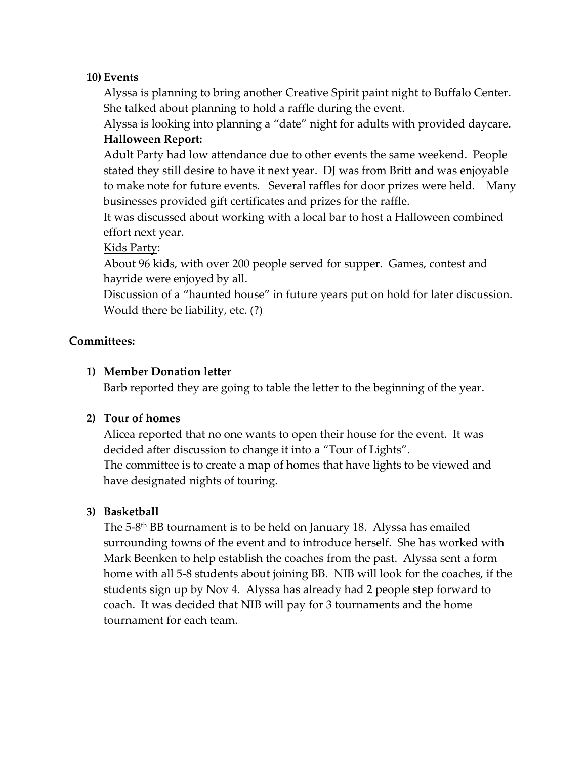**10) Events**

Alyssa is planning to bring another Creative Spirit paint night to Buffalo Center. She talked about planning to hold a raffle during the event.

Alyssa is looking into planning a "date" night for adults with provided daycare.

**Halloween Report:**

Adult Party had low attendance due to other events the same weekend. People stated they still desire to have it next year. DJ was from Britt and was enjoyable to make note for future events. Several raffles for door prizes were held. Many businesses provided gift certificates and prizes for the raffle.

It was discussed about working with a local bar to host a Halloween combined effort next year.

Kids Party:

About 96 kids, with over 200 people served for supper. Games, contest and hayride were enjoyed by all.

Discussion of a "haunted house" in future years put on hold for later discussion. Would there be liability, etc. (?)

**Committees:**

**1) Member Donation letter**

Barb reported they are going to table the letter to the beginning of the year.

**2) Tour of homes**

Alicea reported that no one wants to open their house for the event. It was decided after discussion to change it into a "Tour of Lights".

The committee is to create a map of homes that have lights to be viewed and have designated nights of touring.

**3) Basketball**

The 5-8th BB tournament is to be held on January 18. Alyssa has emailed surrounding towns of the event and to introduce herself. She has worked with Mark Beenken to help establish the coaches from the past. Alyssa sent a form home with all 5-8 students about joining BB. NIB will look for the coaches, if the students sign up by Nov 4. Alyssa has already had 2 people step forward to coach. It was decided that NIB will pay for 3 tournaments and the home tournament for each team.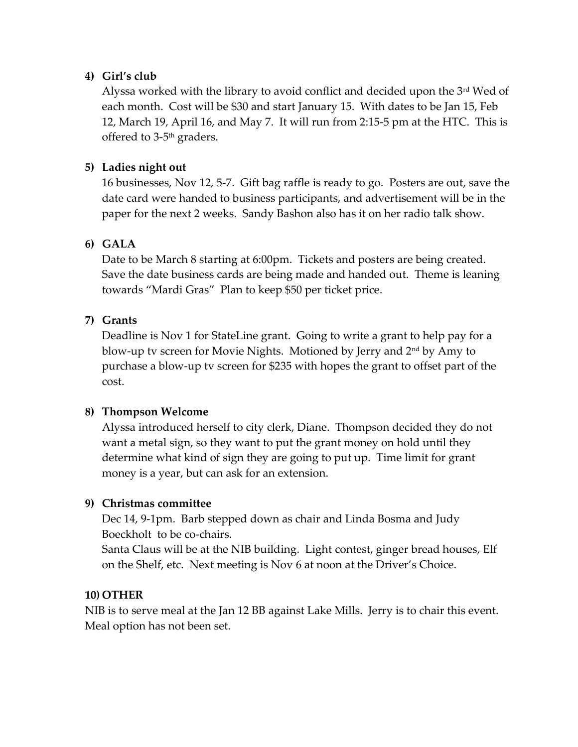4) **Girl's club**

   Alyssa worked with the library to avoid conflict and decided upon the 3rd Wed of each month. Cost will be $30 and start January 15. With dates to be Jan 15, Feb 12, March 19, April 16, and May 7. It will run from 2:15-5 pm at the HTC. This is offered to 3-5th graders.

5) **Ladies night out**

   16 businesses, Nov 12, 5-7. Gift bag raffle is ready to go. Posters are out, save the date card were handed to business particpants, and advertisement will be in the paper for the next 2 weeks. Sandy Bashon also has it on her radio talk show.

6) **GALA**

   Date to be March 8 starting at 6:00pm. Tickets and posters are being created. Save the date business cards are being made and handed out. Theme is leaning towards "Mardi Gras" Plan to keep $50 per ticket price.

7) **Grants**

   Deadline is Nov 1 for StateLine grant. Going to write a grant to help pay for a blow-up tv screen for Movie Nights. Motioned by Jerry and 2nd by Amy to purchase a blow-up tv screen for $235 with hopes the grant to offset part of the cost.

8) **Thompson Welcome**

   Alyssa introduced herself to city clerk, Diane. Thompson decided they do not want a metal sign, so they want to put the grant money on hold until they determine what kind of sign they are going to put up. Time limit for grant money is a year, but can ask for an extension.

9) **Christmas committee**

   Dec 14, 9-1pm. Barb stepped down as chair and Linda Bosma and Judy Boeckholt to be co-chairs.

   Santa Claus will be at the NIB building. Light contest, ginger bread houses, Elf on the Shelf, etc. Next meeting is Nov 6 at noon at the Driver's Choice.

10) **OTHER**

NIB is to serve meal at the Jan 12 BB against Lake Mills. Jerry is to chair this event. Meal option has not been set.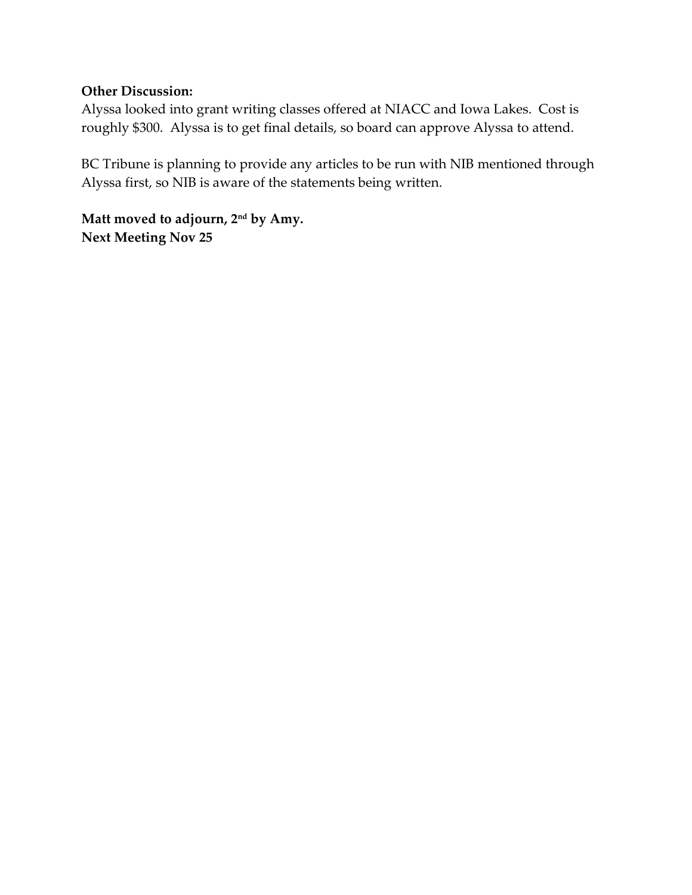**Other Discussion:**
Alyssa looked into grant writing classes offered at NIACC and Iowa Lakes. Cost is roughly $300. Alyssa is to get final details, so board can approve Alyssa to attend.

BC Tribune is planning to provide any articles to be run with NIB mentioned through Alyssa first, so NIB is aware of the statements being written.

**Matt moved to adjourn, 2nd by Amy.**
**Next Meeting Nov 25**